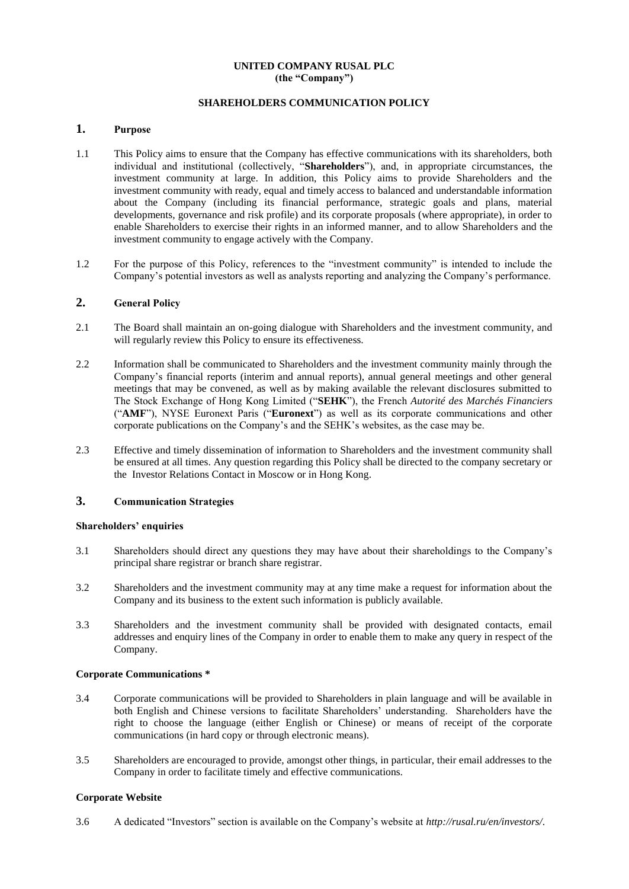**UNITED COMPANY RUSAL PLC**
**(the "Company")**

**SHAREHOLDERS COMMUNICATION POLICY**

## 1. Purpose

1.1 This Policy aims to ensure that the Company has effective communications with its shareholders, both individual and institutional (collectively, "**Shareholders**"), and, in appropriate circumstances, the investment community at large. In addition, this Policy aims to provide Shareholders and the investment community with ready, equal and timely access to balanced and understandable information about the Company (including its financial performance, strategic goals and plans, material developments, governance and risk profile) and its corporate proposals (where appropriate), in order to enable Shareholders to exercise their rights in an informed manner, and to allow Shareholders and the investment community to engage actively with the Company.

1.2 For the purpose of this Policy, references to the "investment community" is intended to include the Company's potential investors as well as analysts reporting and analyzing the Company's performance.

## 2. General Policy

2.1 The Board shall maintain an on-going dialogue with Shareholders and the investment community, and will regularly review this Policy to ensure its effectiveness.

2.2 Information shall be communicated to Shareholders and the investment community mainly through the Company's financial reports (interim and annual reports), annual general meetings and other general meetings that may be convened, as well as by making available the relevant disclosures submitted to The Stock Exchange of Hong Kong Limited ("**SEHK**"), the French *Autorité des Marchés Financiers* ("**AMF**"), NYSE Euronext Paris ("**Euronext**") as well as its corporate communications and other corporate publications on the Company's and the SEHK's websites, as the case may be.

2.3 Effective and timely dissemination of information to Shareholders and the investment community shall be ensured at all times. Any question regarding this Policy shall be directed to the company secretary or the Investor Relations Contact in Moscow or in Hong Kong.

## 3. Communication Strategies

**Shareholders' enquiries**

3.1 Shareholders should direct any questions they may have about their shareholdings to the Company's principal share registrar or branch share registrar.

3.2 Shareholders and the investment community may at any time make a request for information about the Company and its business to the extent such information is publicly available.

3.3 Shareholders and the investment community shall be provided with designated contacts, email addresses and enquiry lines of the Company in order to enable them to make any query in respect of the Company.

**Corporate Communications ***

3.4 Corporate communications will be provided to Shareholders in plain language and will be available in both English and Chinese versions to facilitate Shareholders' understanding. Shareholders have the right to choose the language (either English or Chinese) or means of receipt of the corporate communications (in hard copy or through electronic means).

3.5 Shareholders are encouraged to provide, amongst other things, in particular, their email addresses to the Company in order to facilitate timely and effective communications.

**Corporate Website**

3.6 A dedicated "Investors" section is available on the Company's website at *http://rusal.ru/en/investors/*.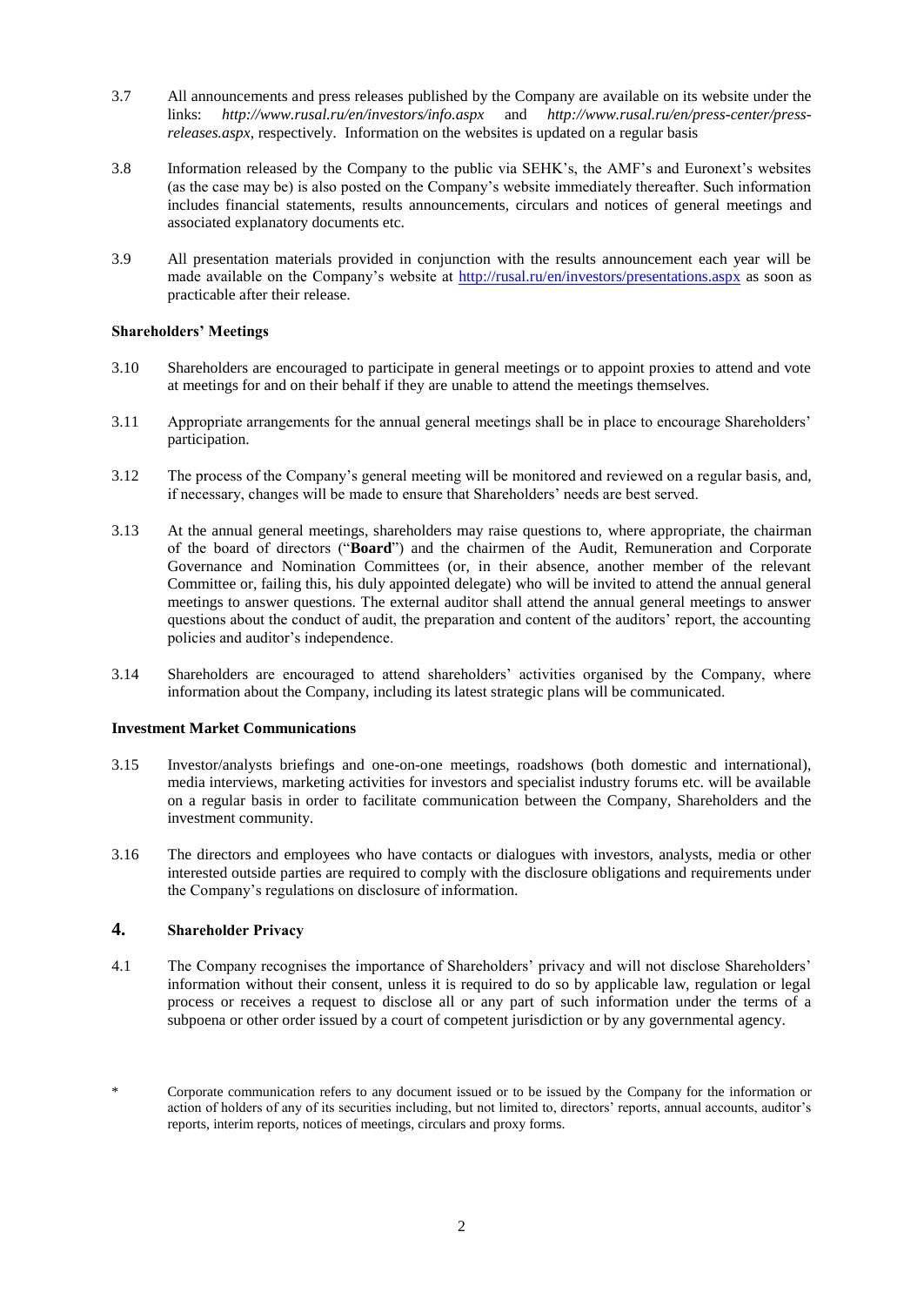3.7 All announcements and press releases published by the Company are available on its website under the links: *http://www.rusal.ru/en/investors/info.aspx* and *http://www.rusal.ru/en/press-center/press-releases.aspx*, respectively. Information on the websites is updated on a regular basis

3.8 Information released by the Company to the public via SEHK's, the AMF's and Euronext's websites (as the case may be) is also posted on the Company's website immediately thereafter. Such information includes financial statements, results announcements, circulars and notices of general meetings and associated explanatory documents etc.

3.9 All presentation materials provided in conjunction with the results announcement each year will be made available on the Company's website at http://rusal.ru/en/investors/presentations.aspx as soon as practicable after their release.

**Shareholders' Meetings**

3.10 Shareholders are encouraged to participate in general meetings or to appoint proxies to attend and vote at meetings for and on their behalf if they are unable to attend the meetings themselves.

3.11 Appropriate arrangements for the annual general meetings shall be in place to encourage Shareholders' participation.

3.12 The process of the Company's general meeting will be monitored and reviewed on a regular basis, and, if necessary, changes will be made to ensure that Shareholders' needs are best served.

3.13 At the annual general meetings, shareholders may raise questions to, where appropriate, the chairman of the board of directors ("**Board**") and the chairmen of the Audit, Remuneration and Corporate Governance and Nomination Committees (or, in their absence, another member of the relevant Committee or, failing this, his duly appointed delegate) who will be invited to attend the annual general meetings to answer questions. The external auditor shall attend the annual general meetings to answer questions about the conduct of audit, the preparation and content of the auditors' report, the accounting policies and auditor's independence.

3.14 Shareholders are encouraged to attend shareholders' activities organised by the Company, where information about the Company, including its latest strategic plans will be communicated.

**Investment Market Communications**

3.15 Investor/analysts briefings and one-on-one meetings, roadshows (both domestic and international), media interviews, marketing activities for investors and specialist industry forums etc. will be available on a regular basis in order to facilitate communication between the Company, Shareholders and the investment community.

3.16 The directors and employees who have contacts or dialogues with investors, analysts, media or other interested outside parties are required to comply with the disclosure obligations and requirements under the Company's regulations on disclosure of information.

## 4. Shareholder Privacy

4.1 The Company recognises the importance of Shareholders' privacy and will not disclose Shareholders' information without their consent, unless it is required to do so by applicable law, regulation or legal process or receives a request to disclose all or any part of such information under the terms of a subpoena or other order issued by a court of competent jurisdiction or by any governmental agency.

\* Corporate communication refers to any document issued or to be issued by the Company for the information or action of holders of any of its securities including, but not limited to, directors' reports, annual accounts, auditor's reports, interim reports, notices of meetings, circulars and proxy forms.